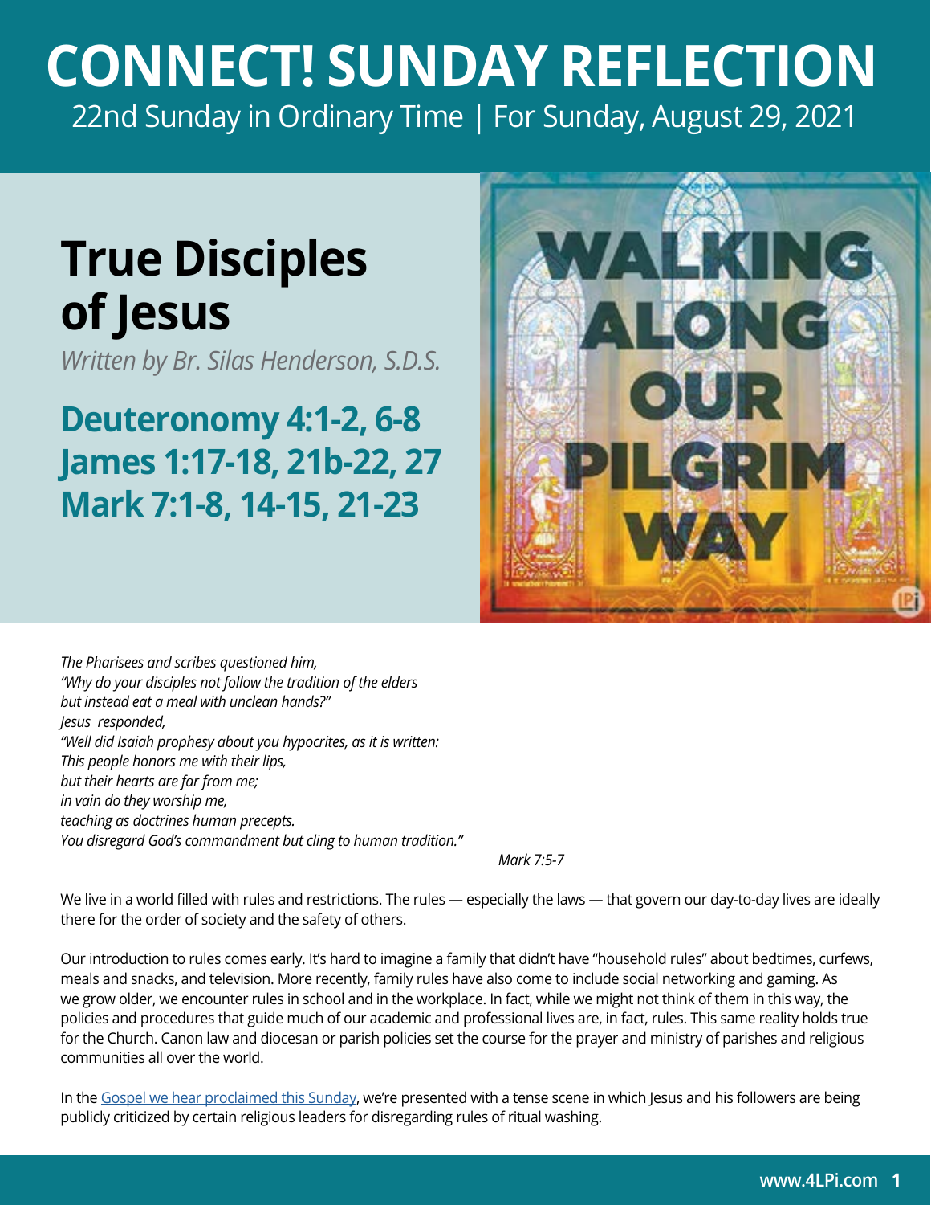# CONNECT! SUNDAY REFLECTION

22nd Sunday in Ordinary Time | For Sunday, August 29, 2021

## True Disciples of Jesus

*Written by Br. Silas Henderson, S.D.S.*

### Deuteronomy 4:1-2, 6-8
### James 1:17-18, 21b-22, 27
### Mark 7:1-8, 14-15, 21-23

WALKING ALONG OUR PILGRIM WAY

*The Pharisees and scribes questioned him,*
*"Why do your disciples not follow the tradition of the elders*
*but instead eat a meal with unclean hands?"*
*Jesus responded,*
*"Well did Isaiah prophesy about you hypocrites, as it is written:*
*This people honors me with their lips,*
*but their hearts are far from me;*
*in vain do they worship me,*
*teaching as doctrines human precepts.*
*You disregard God's commandment but cling to human tradition."*

*Mark 7:5-7*

We live in a world filled with rules and restrictions. The rules — especially the laws — that govern our day-to-day lives are ideally there for the order of society and the safety of others.

Our introduction to rules comes early. It's hard to imagine a family that didn't have "household rules" about bedtimes, curfews, meals and snacks, and television. More recently, family rules have also come to include social networking and gaming. As we grow older, we encounter rules in school and in the workplace. In fact, while we might not think of them in this way, the policies and procedures that guide much of our academic and professional lives are, in fact, rules. This same reality holds true for the Church. Canon law and diocesan or parish policies set the course for the prayer and ministry of parishes and religious communities all over the world.

In the Gospel we hear proclaimed this Sunday, we're presented with a tense scene in which Jesus and his followers are being publicly criticized by certain religious leaders for disregarding rules of ritual washing.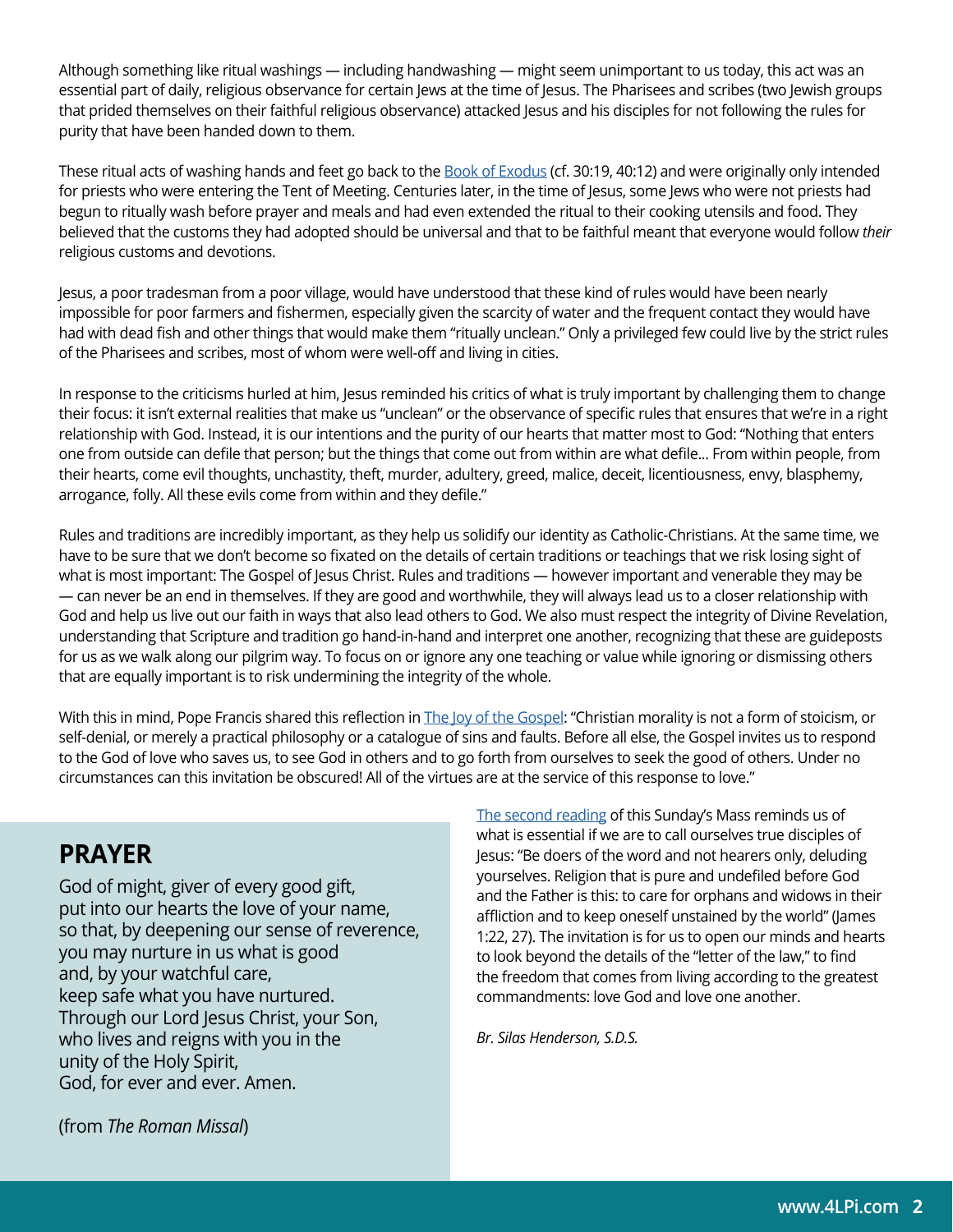Although something like ritual washings — including handwashing — might seem unimportant to us today, this act was an essential part of daily, religious observance for certain Jews at the time of Jesus. The Pharisees and scribes (two Jewish groups that prided themselves on their faithful religious observance) attacked Jesus and his disciples for not following the rules for purity that have been handed down to them.

These ritual acts of washing hands and feet go back to the Book of Exodus (cf. 30:19, 40:12) and were originally only intended for priests who were entering the Tent of Meeting. Centuries later, in the time of Jesus, some Jews who were not priests had begun to ritually wash before prayer and meals and had even extended the ritual to their cooking utensils and food. They believed that the customs they had adopted should be universal and that to be faithful meant that everyone would follow *their* religious customs and devotions.

Jesus, a poor tradesman from a poor village, would have understood that these kind of rules would have been nearly impossible for poor farmers and fishermen, especially given the scarcity of water and the frequent contact they would have had with dead fish and other things that would make them "ritually unclean." Only a privileged few could live by the strict rules of the Pharisees and scribes, most of whom were well-off and living in cities.

In response to the criticisms hurled at him, Jesus reminded his critics of what is truly important by challenging them to change their focus: it isn't external realities that make us "unclean" or the observance of specific rules that ensures that we're in a right relationship with God. Instead, it is our intentions and the purity of our hearts that matter most to God: "Nothing that enters one from outside can defile that person; but the things that come out from within are what defile... From within people, from their hearts, come evil thoughts, unchastity, theft, murder, adultery, greed, malice, deceit, licentiousness, envy, blasphemy, arrogance, folly. All these evils come from within and they defile."

Rules and traditions are incredibly important, as they help us solidify our identity as Catholic-Christians. At the same time, we have to be sure that we don't become so fixated on the details of certain traditions or teachings that we risk losing sight of what is most important: The Gospel of Jesus Christ. Rules and traditions — however important and venerable they may be — can never be an end in themselves. If they are good and worthwhile, they will always lead us to a closer relationship with God and help us live out our faith in ways that also lead others to God. We also must respect the integrity of Divine Revelation, understanding that Scripture and tradition go hand-in-hand and interpret one another, recognizing that these are guideposts for us as we walk along our pilgrim way. To focus on or ignore any one teaching or value while ignoring or dismissing others that are equally important is to risk undermining the integrity of the whole.

With this in mind, Pope Francis shared this reflection in The Joy of the Gospel: "Christian morality is not a form of stoicism, or self-denial, or merely a practical philosophy or a catalogue of sins and faults. Before all else, the Gospel invites us to respond to the God of love who saves us, to see God in others and to go forth from ourselves to seek the good of others. Under no circumstances can this invitation be obscured! All of the virtues are at the service of this response to love."

The second reading of this Sunday's Mass reminds us of what is essential if we are to call ourselves true disciples of Jesus: "Be doers of the word and not hearers only, deluding yourselves. Religion that is pure and undefiled before God and the Father is this: to care for orphans and widows in their affliction and to keep oneself unstained by the world" (James 1:22, 27). The invitation is for us to open our minds and hearts to look beyond the details of the "letter of the law," to find the freedom that comes from living according to the greatest commandments: love God and love one another.

*Br. Silas Henderson, S.D.S.*

## PRAYER

God of might, giver of every good gift,
put into our hearts the love of your name,
so that, by deepening our sense of reverence,
you may nurture in us what is good
and, by your watchful care,
keep safe what you have nurtured.
Through our Lord Jesus Christ, your Son,
who lives and reigns with you in the
unity of the Holy Spirit,
God, for ever and ever. Amen.

(from *The Roman Missal*)